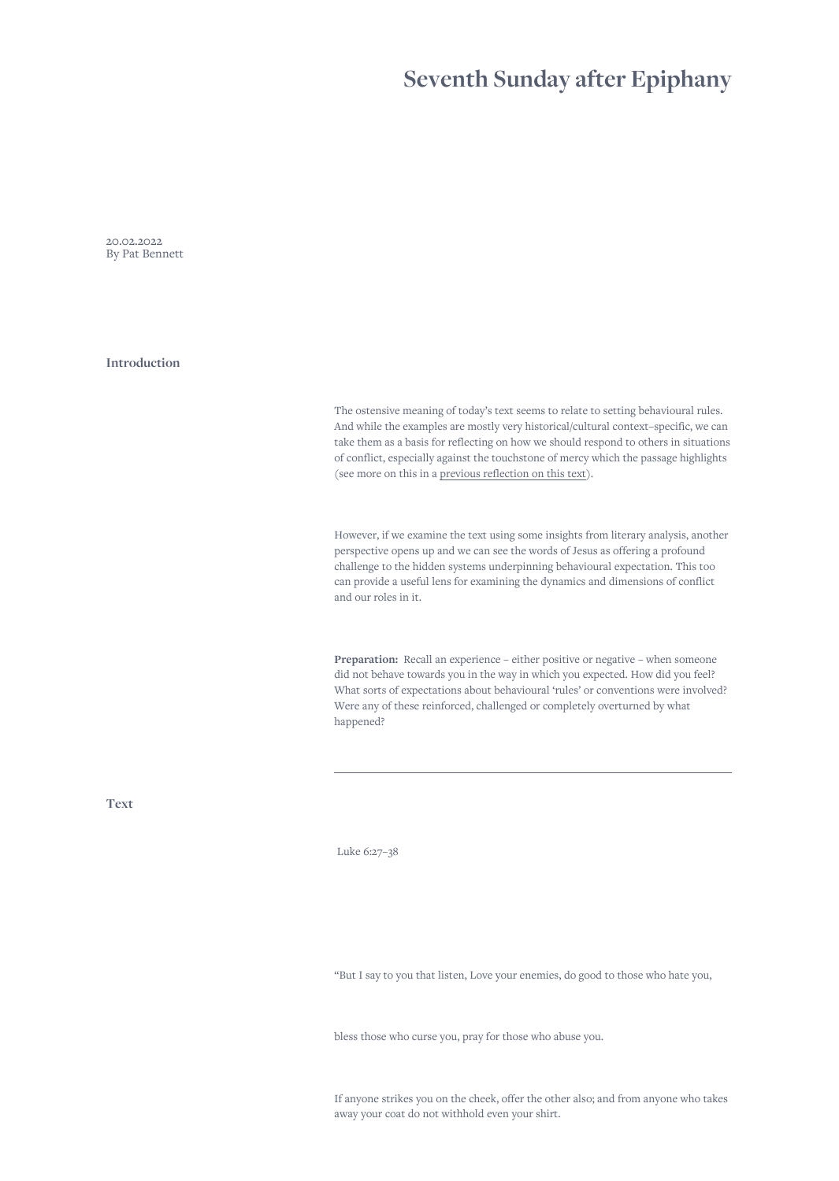# Seventh Sunday after Epiphany

20.02.2022
By Pat Bennett

## Introduction

The ostensive meaning of today's text seems to relate to setting behavioural rules. And while the examples are mostly very historical/cultural context-specific, we can take them as a basis for reflecting on how we should respond to others in situations of conflict, especially against the touchstone of mercy which the passage highlights (see more on this in a previous reflection on this text).

However, if we examine the text using some insights from literary analysis, another perspective opens up and we can see the words of Jesus as offering a profound challenge to the hidden systems underpinning behavioural expectation. This too can provide a useful lens for examining the dynamics and dimensions of conflict and our roles in it.

**Preparation:** Recall an experience – either positive or negative – when someone did not behave towards you in the way in which you expected. How did you feel? What sorts of expectations about behavioural 'rules' or conventions were involved? Were any of these reinforced, challenged or completely overturned by what happened?

---

## Text

Luke 6:27–38

"But I say to you that listen, Love your enemies, do good to those who hate you,

bless those who curse you, pray for those who abuse you.

If anyone strikes you on the cheek, offer the other also; and from anyone who takes away your coat do not withhold even your shirt.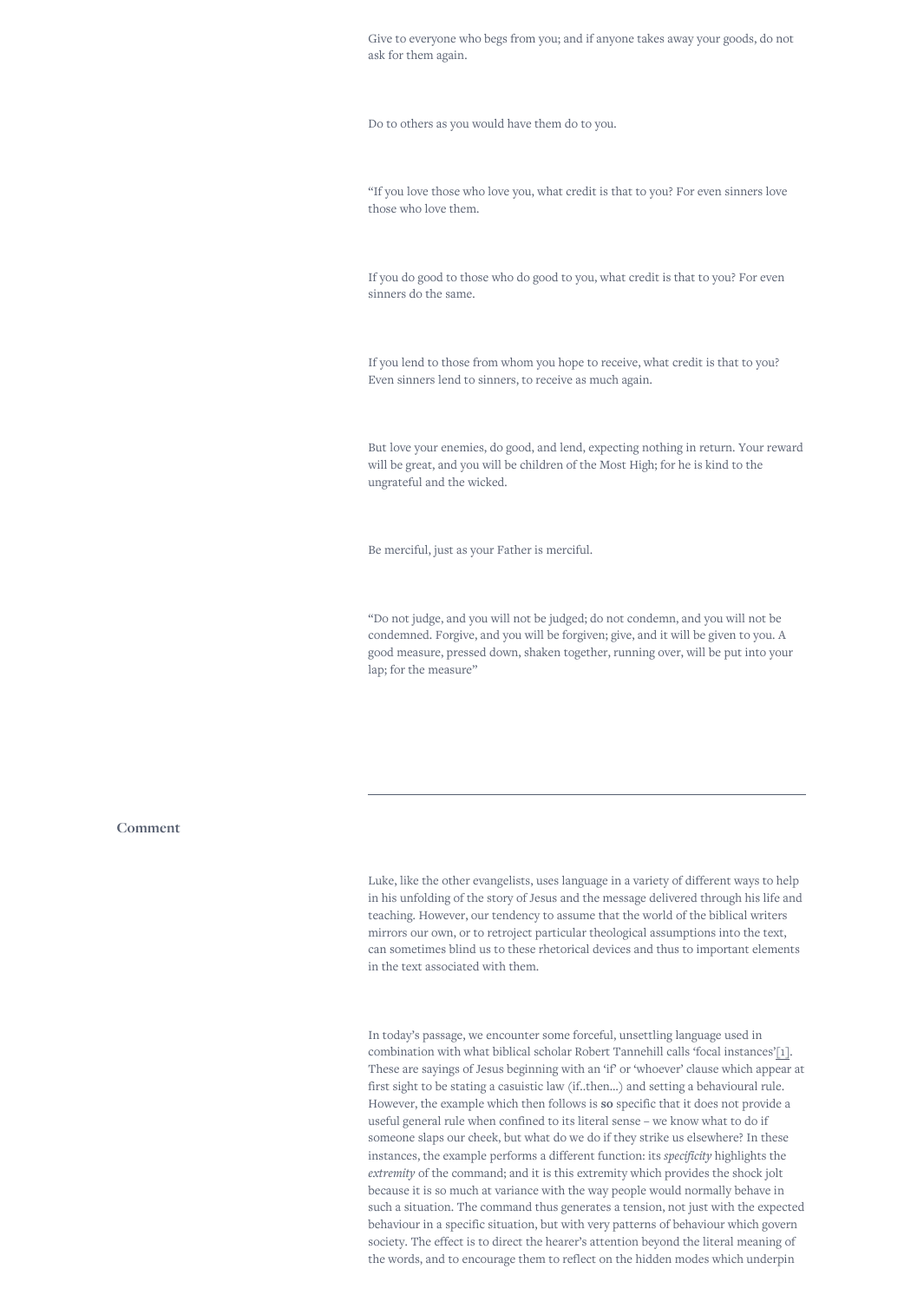Give to everyone who begs from you; and if anyone takes away your goods, do not ask for them again.

Do to others as you would have them do to you.

"If you love those who love you, what credit is that to you? For even sinners love those who love them.

If you do good to those who do good to you, what credit is that to you? For even sinners do the same.

If you lend to those from whom you hope to receive, what credit is that to you? Even sinners lend to sinners, to receive as much again.

But love your enemies, do good, and lend, expecting nothing in return. Your reward will be great, and you will be children of the Most High; for he is kind to the ungrateful and the wicked.

Be merciful, just as your Father is merciful.

"Do not judge, and you will not be judged; do not condemn, and you will not be condemned. Forgive, and you will be forgiven; give, and it will be given to you. A good measure, pressed down, shaken together, running over, will be put into your lap; for the measure"

---

## Comment

Luke, like the other evangelists, uses language in a variety of different ways to help in his unfolding of the story of Jesus and the message delivered through his life and teaching. However, our tendency to assume that the world of the biblical writers mirrors our own, or to retroject particular theological assumptions into the text, can sometimes blind us to these rhetorical devices and thus to important elements in the text associated with them.

In today's passage, we encounter some forceful, unsettling language used in combination with what biblical scholar Robert Tannehill calls 'focal instances'[1]. These are sayings of Jesus beginning with an 'if' or 'whoever' clause which appear at first sight to be stating a casuistic law (if..then…) and setting a behavioural rule. However, the example which then follows is **so** specific that it does not provide a useful general rule when confined to its literal sense – we know what to do if someone slaps our cheek, but what do we do if they strike us elsewhere? In these instances, the example performs a different function: its *specificity* highlights the *extremity* of the command; and it is this extremity which provides the shock jolt because it is so much at variance with the way people would normally behave in such a situation. The command thus generates a tension, not just with the expected behaviour in a specific situation, but with very patterns of behaviour which govern society. The effect is to direct the hearer's attention beyond the literal meaning of the words, and to encourage them to reflect on the hidden modes which underpin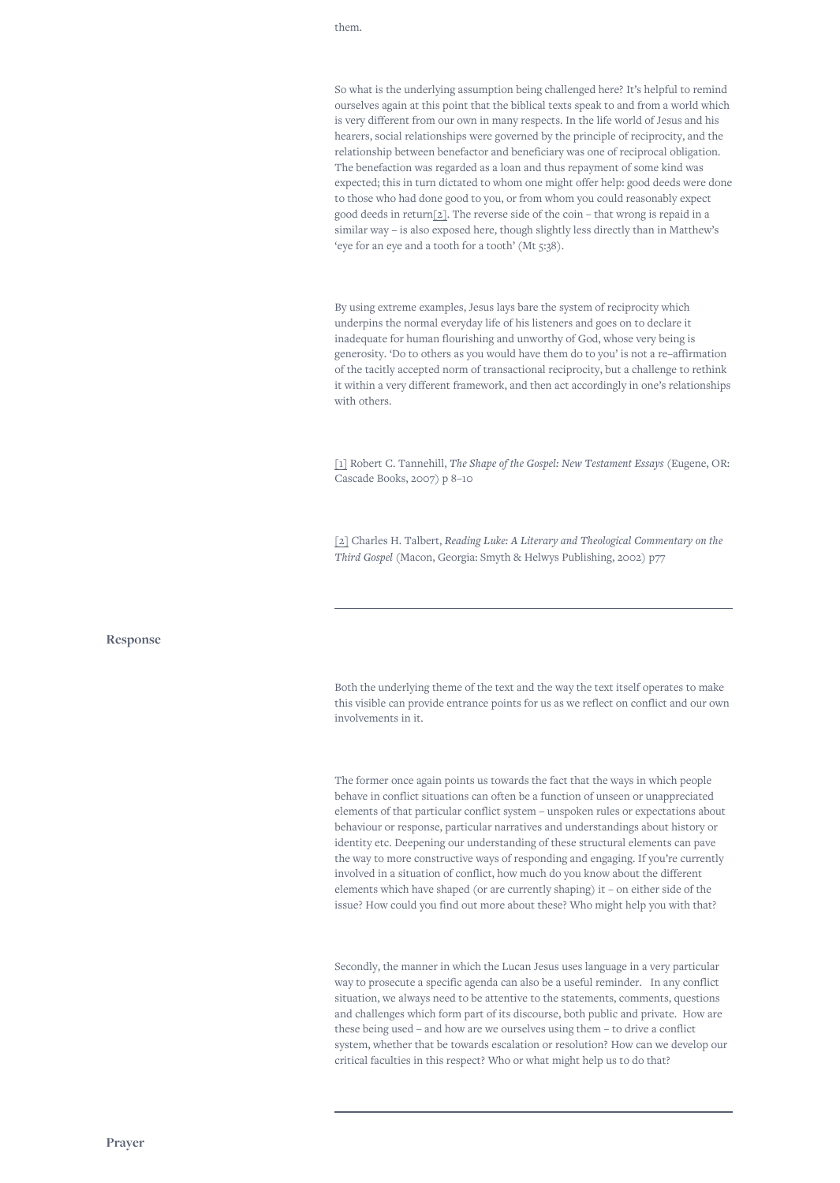them.

So what is the underlying assumption being challenged here? It's helpful to remind ourselves again at this point that the biblical texts speak to and from a world which is very different from our own in many respects. In the life world of Jesus and his hearers, social relationships were governed by the principle of reciprocity, and the relationship between benefactor and beneficiary was one of reciprocal obligation. The benefaction was regarded as a loan and thus repayment of some kind was expected; this in turn dictated to whom one might offer help: good deeds were done to those who had done good to you, or from whom you could reasonably expect good deeds in return[2]. The reverse side of the coin – that wrong is repaid in a similar way – is also exposed here, though slightly less directly than in Matthew's 'eye for an eye and a tooth for a tooth' (Mt 5:38).

By using extreme examples, Jesus lays bare the system of reciprocity which underpins the normal everyday life of his listeners and goes on to declare it inadequate for human flourishing and unworthy of God, whose very being is generosity. 'Do to others as you would have them do to you' is not a re-affirmation of the tacitly accepted norm of transactional reciprocity, but a challenge to rethink it within a very different framework, and then act accordingly in one's relationships with others.

[1] Robert C. Tannehill, *The Shape of the Gospel: New Testament Essays* (Eugene, OR: Cascade Books, 2007) p 8–10

[2] Charles H. Talbert, *Reading Luke: A Literary and Theological Commentary on the Third Gospel* (Macon, Georgia: Smyth & Helwys Publishing, 2002) p77

---

## Response

Both the underlying theme of the text and the way the text itself operates to make this visible can provide entrance points for us as we reflect on conflict and our own involvements in it.

The former once again points us towards the fact that the ways in which people behave in conflict situations can often be a function of unseen or unappreciated elements of that particular conflict system – unspoken rules or expectations about behaviour or response, particular narratives and understandings about history or identity etc. Deepening our understanding of these structural elements can pave the way to more constructive ways of responding and engaging. If you're currently involved in a situation of conflict, how much do you know about the different elements which have shaped (or are currently shaping) it – on either side of the issue? How could you find out more about these? Who might help you with that?

Secondly, the manner in which the Lucan Jesus uses language in a very particular way to prosecute a specific agenda can also be a useful reminder. In any conflict situation, we always need to be attentive to the statements, comments, questions and challenges which form part of its discourse, both public and private. How are these being used – and how are we ourselves using them – to drive a conflict system, whether that be towards escalation or resolution? How can we develop our critical faculties in this respect? Who or what might help us to do that?

---

## Prayer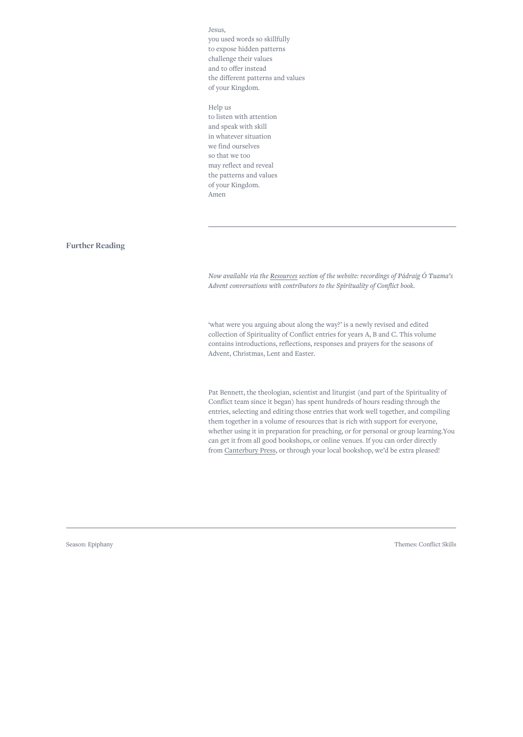Jesus,
you used words so skillfully
to expose hidden patterns
challenge their values
and to offer instead
the different patterns and values
of your Kingdom.

Help us
to listen with attention
and speak with skill
in whatever situation
we find ourselves
so that we too
may reflect and reveal
the patterns and values
of your Kingdom.
Amen

---

## Further Reading

*Now available via the Resources section of the website: recordings of Pádraig Ó Tuama's Advent conversations with contributors to the Spirituality of Conflict book.*

'what were you arguing about along the way?' is a newly revised and edited collection of Spirituality of Conflict entries for years A, B and C. This volume contains introductions, reflections, responses and prayers for the seasons of Advent, Christmas, Lent and Easter.

Pat Bennett, the theologian, scientist and liturgist (and part of the Spirituality of Conflict team since it began) has spent hundreds of hours reading through the entries, selecting and editing those entries that work well together, and compiling them together in a volume of resources that is rich with support for everyone, whether using it in preparation for preaching, or for personal or group learning.You can get it from all good bookshops, or online venues. If you can order directly from Canterbury Press, or through your local bookshop, we'd be extra pleased!

---

Season: Epiphany

Themes: Conflict Skills